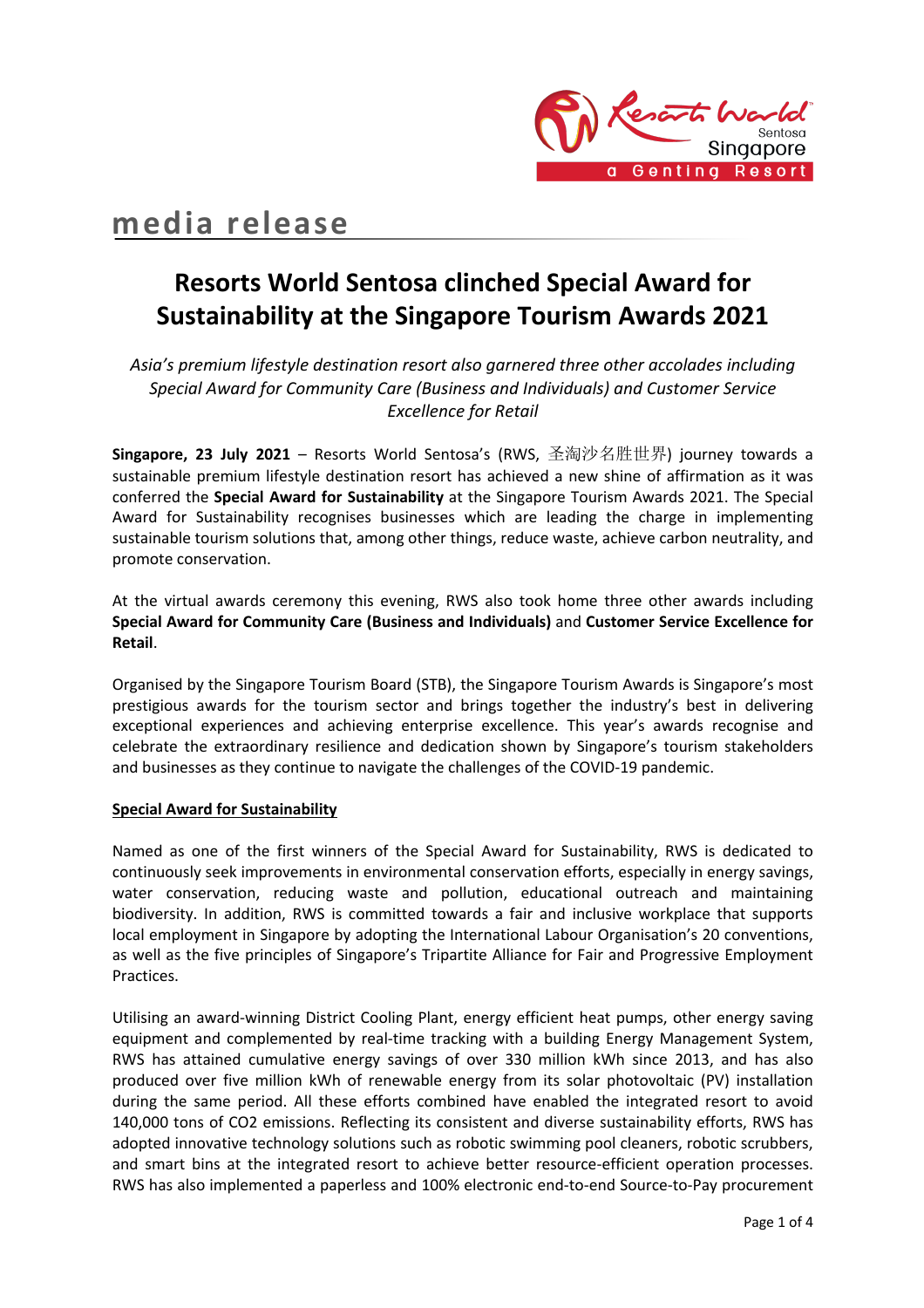media release

# Resorts World Sentosa clinched Special Award for Sustainability at the Singapore Tourism Awards 2021

*Asia's premium lifestyle destination resort also garnered three other accolades including Special Award for Community Care (Business and Individuals) and Customer Service Excellence for Retail*

**Singapore, 23 July 2021** – Resorts World Sentosa's (RWS, 圣淘沙名胜世界) journey towards a sustainable premium lifestyle destination resort has achieved a new shine of affirmation as it was conferred the **Special Award for Sustainability** at the Singapore Tourism Awards 2021. The Special Award for Sustainability recognises businesses which are leading the charge in implementing sustainable tourism solutions that, among other things, reduce waste, achieve carbon neutrality, and promote conservation.

At the virtual awards ceremony this evening, RWS also took home three other awards including **Special Award for Community Care (Business and Individuals)** and **Customer Service Excellence for Retail**.

Organised by the Singapore Tourism Board (STB), the Singapore Tourism Awards is Singapore's most prestigious awards for the tourism sector and brings together the industry's best in delivering exceptional experiences and achieving enterprise excellence. This year's awards recognise and celebrate the extraordinary resilience and dedication shown by Singapore's tourism stakeholders and businesses as they continue to navigate the challenges of the COVID-19 pandemic.

## Special Award for Sustainability

Named as one of the first winners of the Special Award for Sustainability, RWS is dedicated to continuously seek improvements in environmental conservation efforts, especially in energy savings, water conservation, reducing waste and pollution, educational outreach and maintaining biodiversity. In addition, RWS is committed towards a fair and inclusive workplace that supports local employment in Singapore by adopting the International Labour Organisation's 20 conventions, as well as the five principles of Singapore's Tripartite Alliance for Fair and Progressive Employment Practices.

Utilising an award-winning District Cooling Plant, energy efficient heat pumps, other energy saving equipment and complemented by real-time tracking with a building Energy Management System, RWS has attained cumulative energy savings of over 330 million kWh since 2013, and has also produced over five million kWh of renewable energy from its solar photovoltaic (PV) installation during the same period. All these efforts combined have enabled the integrated resort to avoid 140,000 tons of $CO_2$ emissions. Reflecting its consistent and diverse sustainability efforts, RWS has adopted innovative technology solutions such as robotic swimming pool cleaners, robotic scrubbers, and smart bins at the integrated resort to achieve better resource-efficient operation processes. RWS has also implemented a paperless and 100% electronic end-to-end Source-to-Pay procurement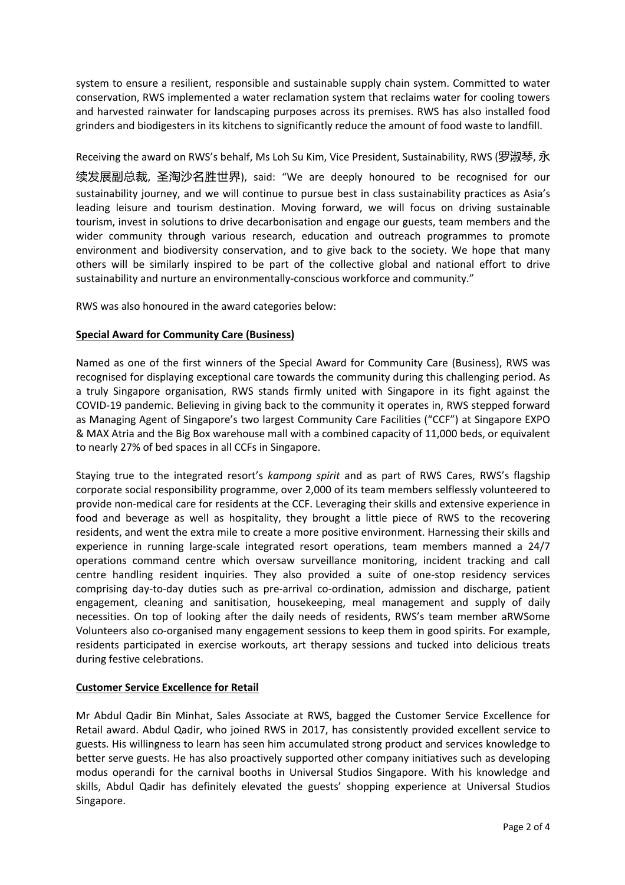system to ensure a resilient, responsible and sustainable supply chain system. Committed to water conservation, RWS implemented a water reclamation system that reclaims water for cooling towers and harvested rainwater for landscaping purposes across its premises. RWS has also installed food grinders and biodigesters in its kitchens to significantly reduce the amount of food waste to landfill.

Receiving the award on RWS's behalf, Ms Loh Su Kim, Vice President, Sustainability, RWS (罗淑琴, 永续发展副总裁, 圣淘沙名胜世界), said: "We are deeply honoured to be recognised for our sustainability journey, and we will continue to pursue best in class sustainability practices as Asia's leading leisure and tourism destination. Moving forward, we will focus on driving sustainable tourism, invest in solutions to drive decarbonisation and engage our guests, team members and the wider community through various research, education and outreach programmes to promote environment and biodiversity conservation, and to give back to the society. We hope that many others will be similarly inspired to be part of the collective global and national effort to drive sustainability and nurture an environmentally-conscious workforce and community."

RWS was also honoured in the award categories below:

**Special Award for Community Care (Business)**

Named as one of the first winners of the Special Award for Community Care (Business), RWS was recognised for displaying exceptional care towards the community during this challenging period. As a truly Singapore organisation, RWS stands firmly united with Singapore in its fight against the COVID-19 pandemic. Believing in giving back to the community it operates in, RWS stepped forward as Managing Agent of Singapore's two largest Community Care Facilities ("CCF") at Singapore EXPO & MAX Atria and the Big Box warehouse mall with a combined capacity of 11,000 beds, or equivalent to nearly 27% of bed spaces in all CCFs in Singapore.

Staying true to the integrated resort's *kampong spirit* and as part of RWS Cares, RWS's flagship corporate social responsibility programme, over 2,000 of its team members selflessly volunteered to provide non-medical care for residents at the CCF. Leveraging their skills and extensive experience in food and beverage as well as hospitality, they brought a little piece of RWS to the recovering residents, and went the extra mile to create a more positive environment. Harnessing their skills and experience in running large-scale integrated resort operations, team members manned a 24/7 operations command centre which oversaw surveillance monitoring, incident tracking and call centre handling resident inquiries. They also provided a suite of one-stop residency services comprising day-to-day duties such as pre-arrival co-ordination, admission and discharge, patient engagement, cleaning and sanitisation, housekeeping, meal management and supply of daily necessities. On top of looking after the daily needs of residents, RWS's team member aRWSome Volunteers also co-organised many engagement sessions to keep them in good spirits. For example, residents participated in exercise workouts, art therapy sessions and tucked into delicious treats during festive celebrations.

**Customer Service Excellence for Retail**

Mr Abdul Qadir Bin Minhat, Sales Associate at RWS, bagged the Customer Service Excellence for Retail award. Abdul Qadir, who joined RWS in 2017, has consistently provided excellent service to guests. His willingness to learn has seen him accumulated strong product and services knowledge to better serve guests. He has also proactively supported other company initiatives such as developing modus operandi for the carnival booths in Universal Studios Singapore. With his knowledge and skills, Abdul Qadir has definitely elevated the guests' shopping experience at Universal Studios Singapore.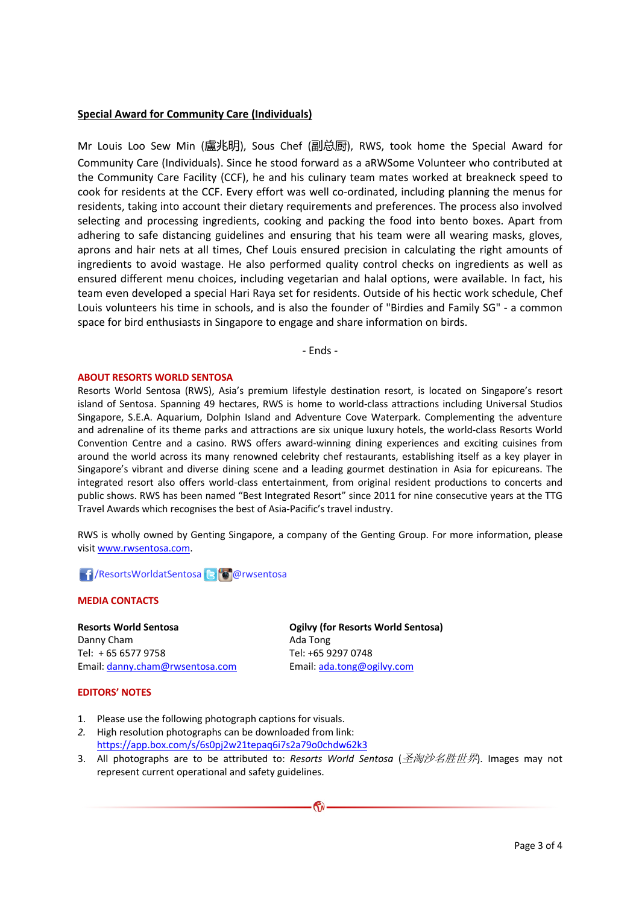**Special Award for Community Care (Individuals)**

Mr Louis Loo Sew Min (盧兆明), Sous Chef (副总厨), RWS, took home the Special Award for Community Care (Individuals). Since he stood forward as a aRWSome Volunteer who contributed at the Community Care Facility (CCF), he and his culinary team mates worked at breakneck speed to cook for residents at the CCF. Every effort was well co-ordinated, including planning the menus for residents, taking into account their dietary requirements and preferences. The process also involved selecting and processing ingredients, cooking and packing the food into bento boxes. Apart from adhering to safe distancing guidelines and ensuring that his team were all wearing masks, gloves, aprons and hair nets at all times, Chef Louis ensured precision in calculating the right amounts of ingredients to avoid wastage. He also performed quality control checks on ingredients as well as ensured different menu choices, including vegetarian and halal options, were available. In fact, his team even developed a special Hari Raya set for residents. Outside of his hectic work schedule, Chef Louis volunteers his time in schools, and is also the founder of "Birdies and Family SG" - a common space for bird enthusiasts in Singapore to engage and share information on birds.

- Ends -

**ABOUT RESORTS WORLD SENTOSA**

Resorts World Sentosa (RWS), Asia's premium lifestyle destination resort, is located on Singapore's resort island of Sentosa. Spanning 49 hectares, RWS is home to world-class attractions including Universal Studios Singapore, S.E.A. Aquarium, Dolphin Island and Adventure Cove Waterpark. Complementing the adventure and adrenaline of its theme parks and attractions are six unique luxury hotels, the world-class Resorts World Convention Centre and a casino. RWS offers award-winning dining experiences and exciting cuisines from around the world across its many renowned celebrity chef restaurants, establishing itself as a key player in Singapore's vibrant and diverse dining scene and a leading gourmet destination in Asia for epicureans. The integrated resort also offers world-class entertainment, from original resident productions to concerts and public shows. RWS has been named "Best Integrated Resort" since 2011 for nine consecutive years at the TTG Travel Awards which recognises the best of Asia-Pacific's travel industry.

RWS is wholly owned by Genting Singapore, a company of the Genting Group. For more information, please visit www.rwsentosa.com.

/ResortsWorldatSentosa @rwsentosa

**MEDIA CONTACTS**

**Resorts World Sentosa**
Danny Cham
Tel: + 65 6577 9758
Email: danny.cham@rwsentosa.com

**Ogilvy (for Resorts World Sentosa)**
Ada Tong
Tel: +65 9297 0748
Email: ada.tong@ogilvy.com

**EDITORS' NOTES**

1. Please use the following photograph captions for visuals.
2. High resolution photographs can be downloaded from link: https://app.box.com/s/6s0pj2w21tepaq6i7s2a79o0chdw62k3
3. All photographs are to be attributed to: *Resorts World Sentosa* (*圣淘沙名胜世界*). Images may not represent current operational and safety guidelines.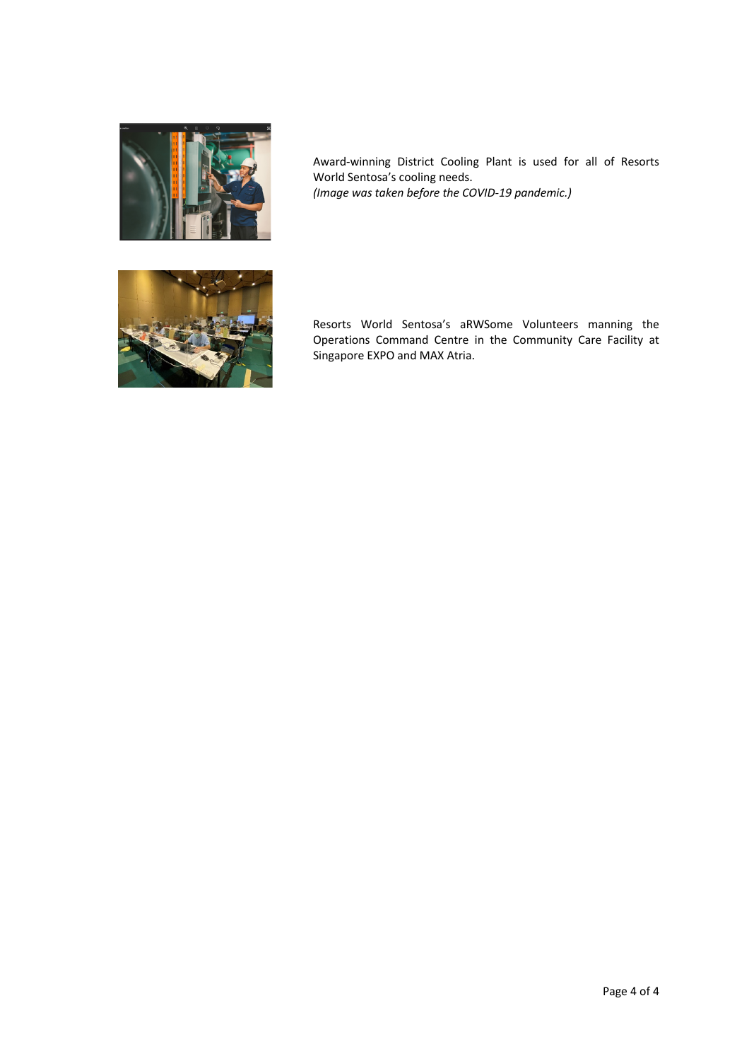Award-winning District Cooling Plant is used for all of Resorts World Sentosa's cooling needs.
*(Image was taken before the COVID-19 pandemic.)*

Resorts World Sentosa's aRWSome Volunteers manning the Operations Command Centre in the Community Care Facility at Singapore EXPO and MAX Atria.